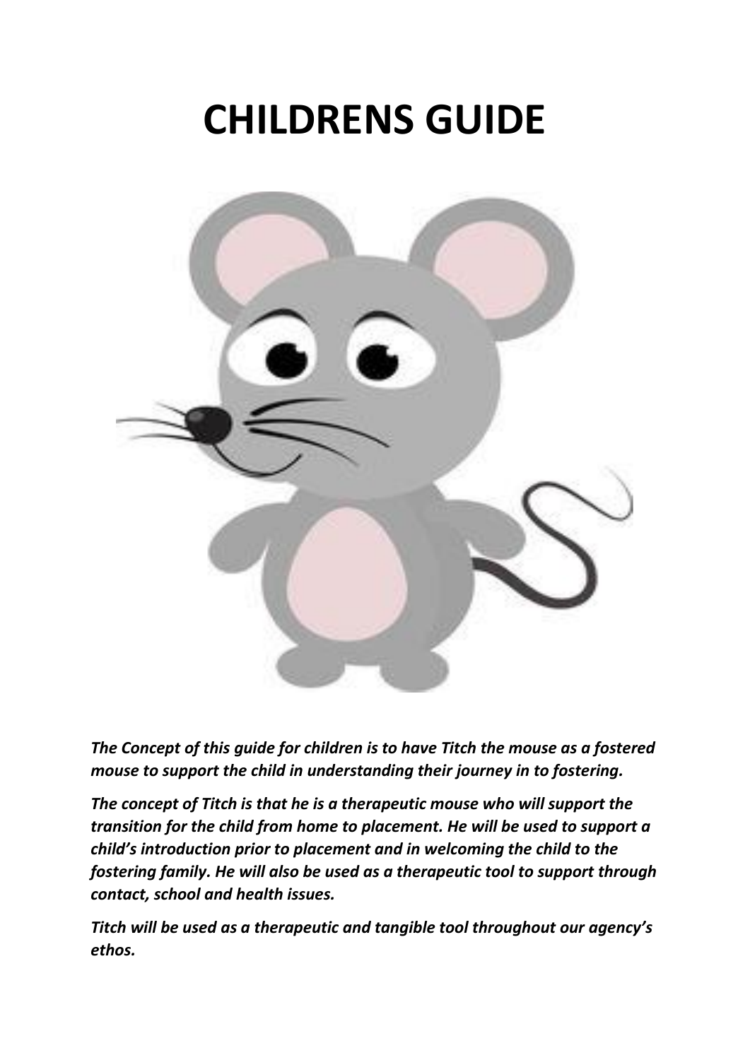# CHILDRENS GUIDE

***The Concept of this guide for children is to have Titch the mouse as a fostered mouse to support the child in understanding their journey in to fostering.***

***The concept of Titch is that he is a therapeutic mouse who will support the transition for the child from home to placement. He will be used to support a child's introduction prior to placement and in welcoming the child to the fostering family. He will also be used as a therapeutic tool to support through contact, school and health issues.***

***Titch will be used as a therapeutic and tangible tool throughout our agency's ethos.***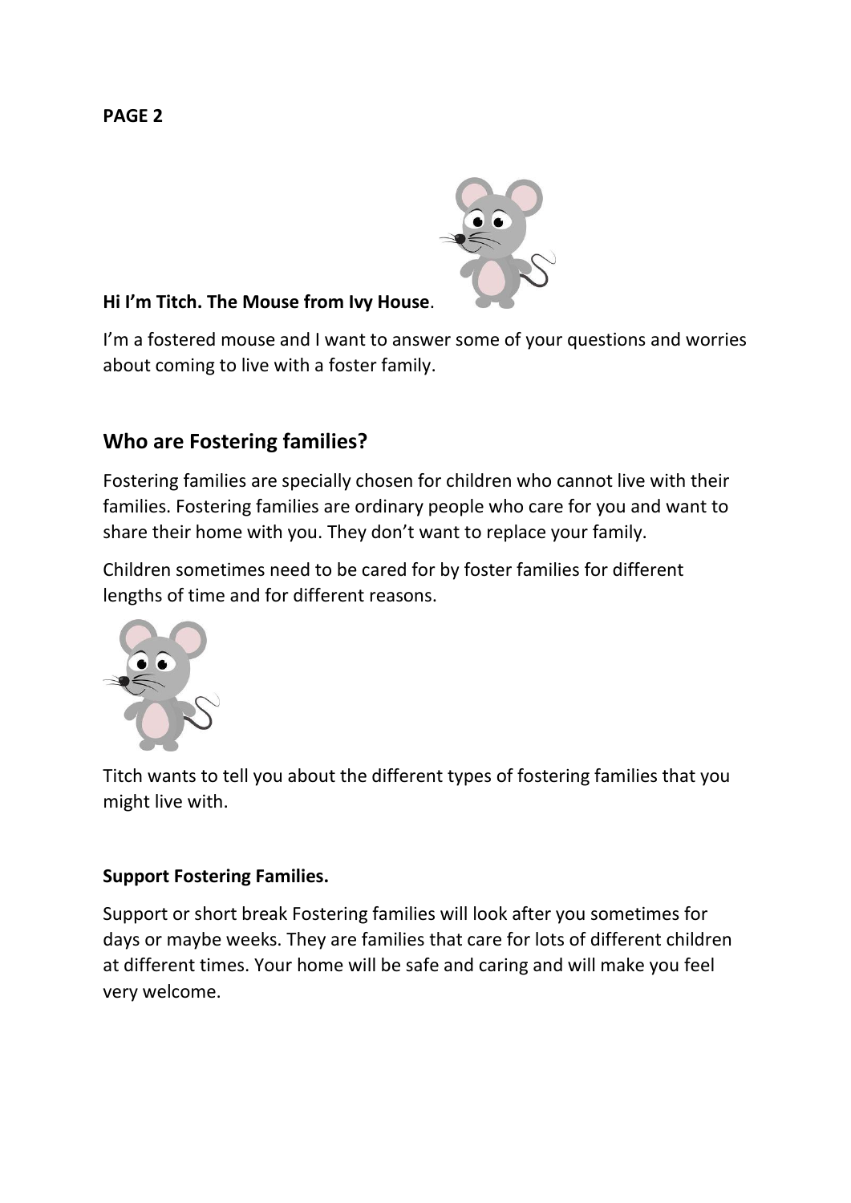**PAGE 2**

**Hi I'm Titch. The Mouse from Ivy House**.

I'm a fostered mouse and I want to answer some of your questions and worries about coming to live with a foster family.

## Who are Fostering families?

Fostering families are specially chosen for children who cannot live with their families. Fostering families are ordinary people who care for you and want to share their home with you. They don't want to replace your family.

Children sometimes need to be cared for by foster families for different lengths of time and for different reasons.

Titch wants to tell you about the different types of fostering families that you might live with.

**Support Fostering Families.**

Support or short break Fostering families will look after you sometimes for days or maybe weeks. They are families that care for lots of different children at different times. Your home will be safe and caring and will make you feel very welcome.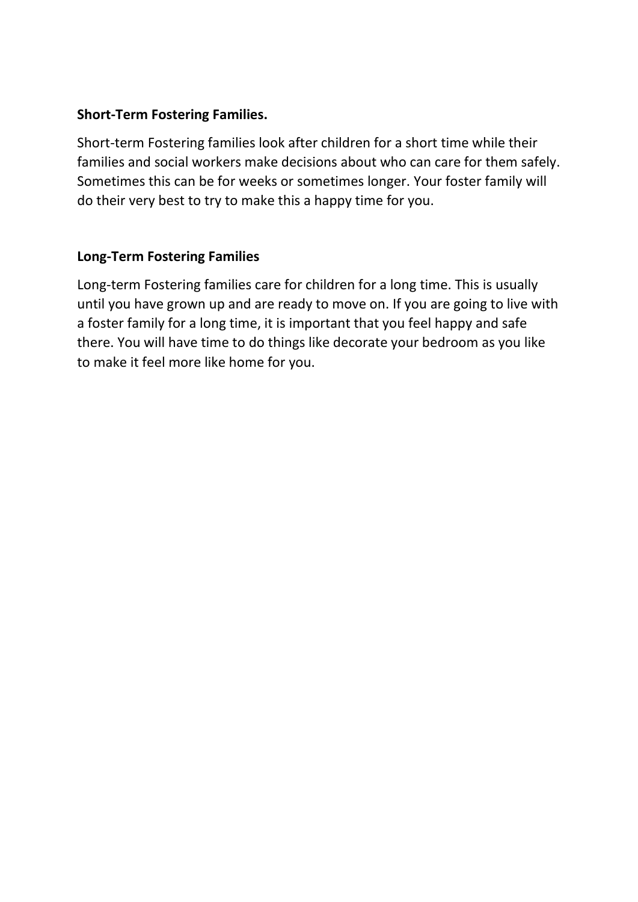**Short-Term Fostering Families.**

Short-term Fostering families look after children for a short time while their families and social workers make decisions about who can care for them safely. Sometimes this can be for weeks or sometimes longer. Your foster family will do their very best to try to make this a happy time for you.

**Long-Term Fostering Families**

Long-term Fostering families care for children for a long time. This is usually until you have grown up and are ready to move on. If you are going to live with a foster family for a long time, it is important that you feel happy and safe there. You will have time to do things like decorate your bedroom as you like to make it feel more like home for you.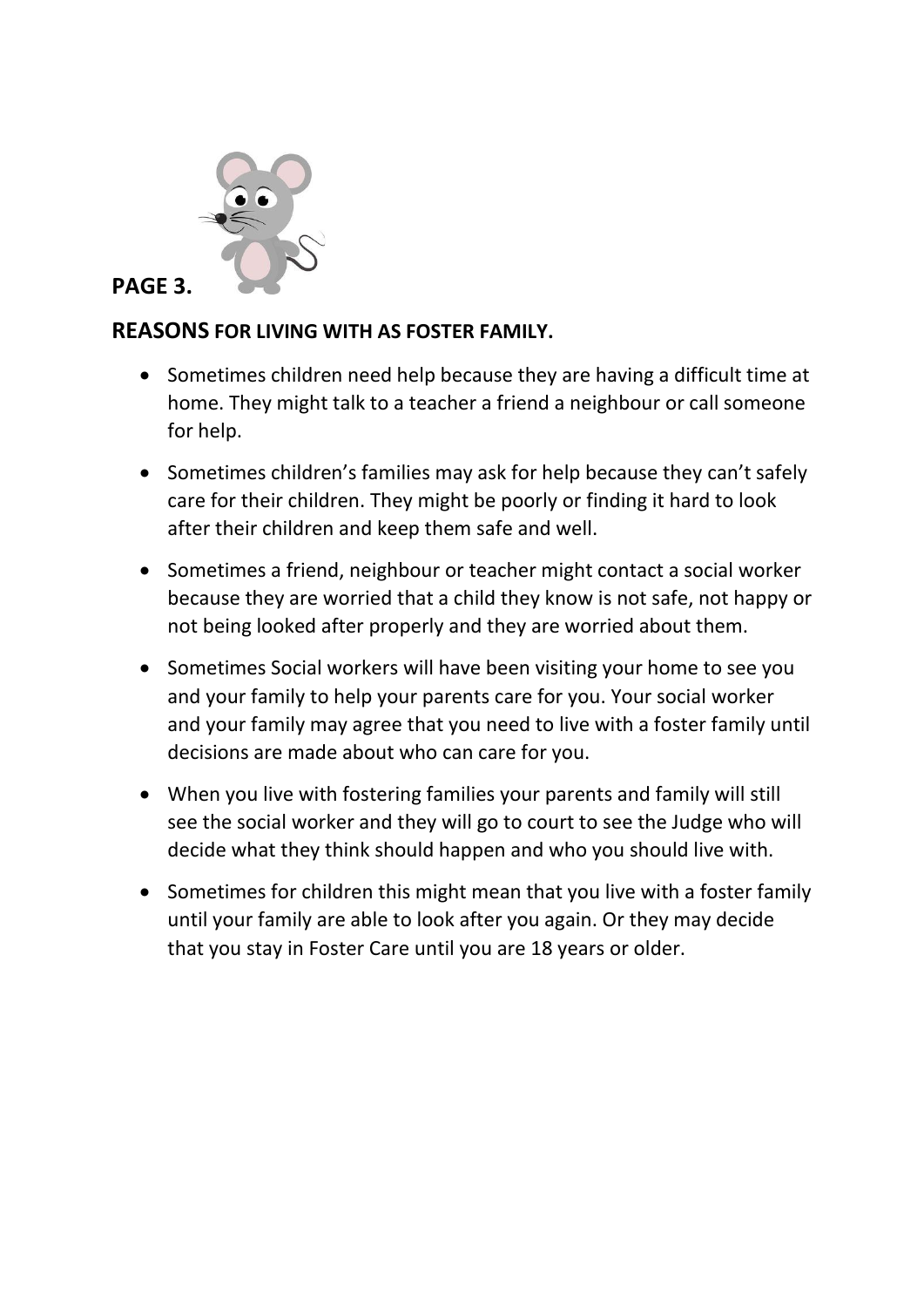**PAGE 3.**

## REASONS FOR LIVING WITH AS FOSTER FAMILY.

- Sometimes children need help because they are having a difficult time at home. They might talk to a teacher a friend a neighbour or call someone for help.
- Sometimes children's families may ask for help because they can't safely care for their children. They might be poorly or finding it hard to look after their children and keep them safe and well.
- Sometimes a friend, neighbour or teacher might contact a social worker because they are worried that a child they know is not safe, not happy or not being looked after properly and they are worried about them.
- Sometimes Social workers will have been visiting your home to see you and your family to help your parents care for you. Your social worker and your family may agree that you need to live with a foster family until decisions are made about who can care for you.
- When you live with fostering families your parents and family will still see the social worker and they will go to court to see the Judge who will decide what they think should happen and who you should live with.
- Sometimes for children this might mean that you live with a foster family until your family are able to look after you again. Or they may decide that you stay in Foster Care until you are 18 years or older.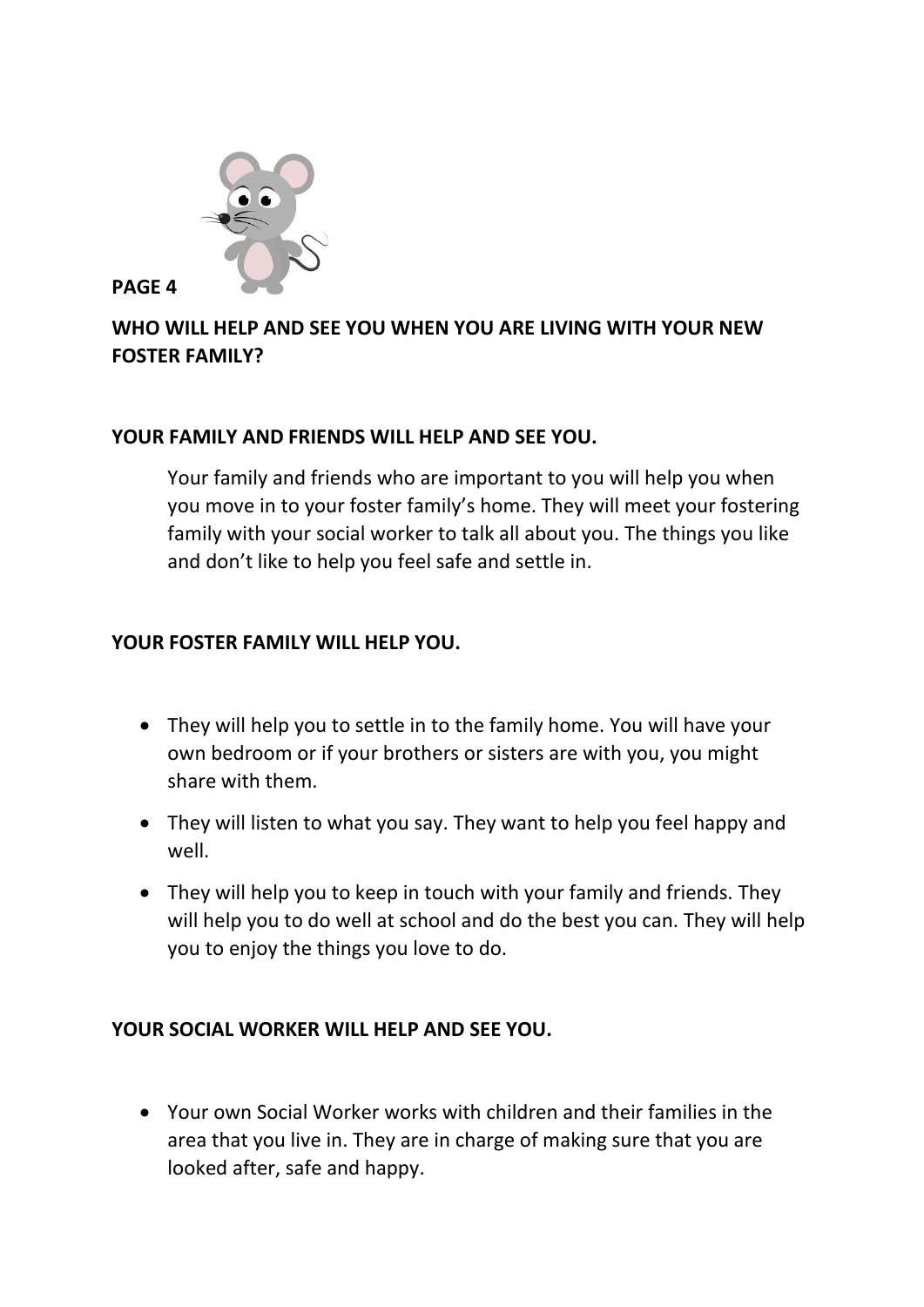**PAGE 4**

## WHO WILL HELP AND SEE YOU WHEN YOU ARE LIVING WITH YOUR NEW FOSTER FAMILY?

### YOUR FAMILY AND FRIENDS WILL HELP AND SEE YOU.

Your family and friends who are important to you will help you when you move in to your foster family's home. They will meet your fostering family with your social worker to talk all about you. The things you like and don't like to help you feel safe and settle in.

### YOUR FOSTER FAMILY WILL HELP YOU.

- They will help you to settle in to the family home. You will have your own bedroom or if your brothers or sisters are with you, you might share with them.
- They will listen to what you say. They want to help you feel happy and well.
- They will help you to keep in touch with your family and friends. They will help you to do well at school and do the best you can. They will help you to enjoy the things you love to do.

### YOUR SOCIAL WORKER WILL HELP AND SEE YOU.

- Your own Social Worker works with children and their families in the area that you live in. They are in charge of making sure that you are looked after, safe and happy.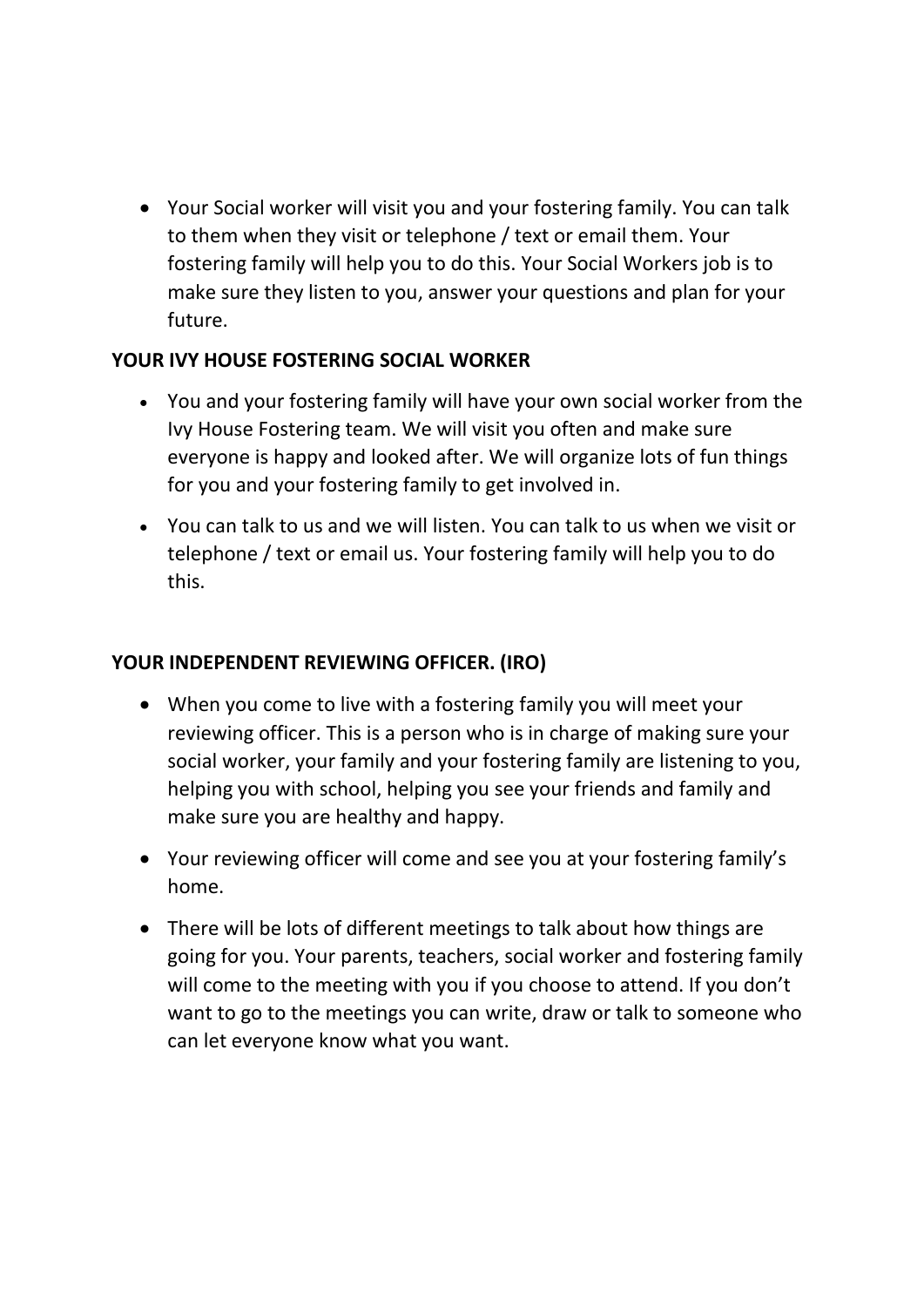- Your Social worker will visit you and your fostering family. You can talk to them when they visit or telephone / text or email them. Your fostering family will help you to do this. Your Social Workers job is to make sure they listen to you, answer your questions and plan for your future.

**YOUR IVY HOUSE FOSTERING SOCIAL WORKER**

- You and your fostering family will have your own social worker from the Ivy House Fostering team. We will visit you often and make sure everyone is happy and looked after. We will organize lots of fun things for you and your fostering family to get involved in.
- You can talk to us and we will listen. You can talk to us when we visit or telephone / text or email us. Your fostering family will help you to do this.

**YOUR INDEPENDENT REVIEWING OFFICER. (IRO)**

- When you come to live with a fostering family you will meet your reviewing officer. This is a person who is in charge of making sure your social worker, your family and your fostering family are listening to you, helping you with school, helping you see your friends and family and make sure you are healthy and happy.
- Your reviewing officer will come and see you at your fostering family's home.
- There will be lots of different meetings to talk about how things are going for you. Your parents, teachers, social worker and fostering family will come to the meeting with you if you choose to attend. If you don't want to go to the meetings you can write, draw or talk to someone who can let everyone know what you want.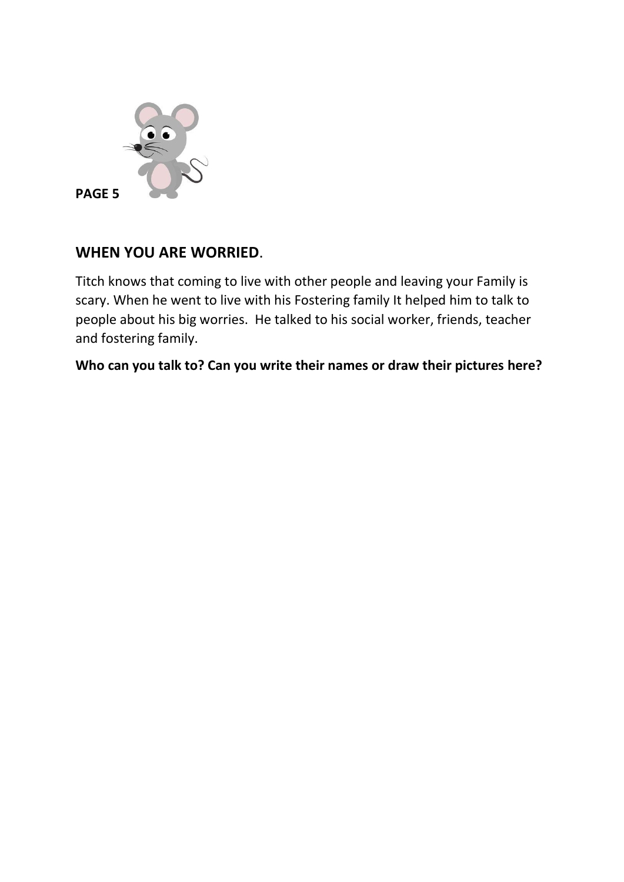**PAGE 5**

## WHEN YOU ARE WORRIED.

Titch knows that coming to live with other people and leaving your Family is scary. When he went to live with his Fostering family It helped him to talk to people about his big worries. He talked to his social worker, friends, teacher and fostering family.

**Who can you talk to? Can you write their names or draw their pictures here?**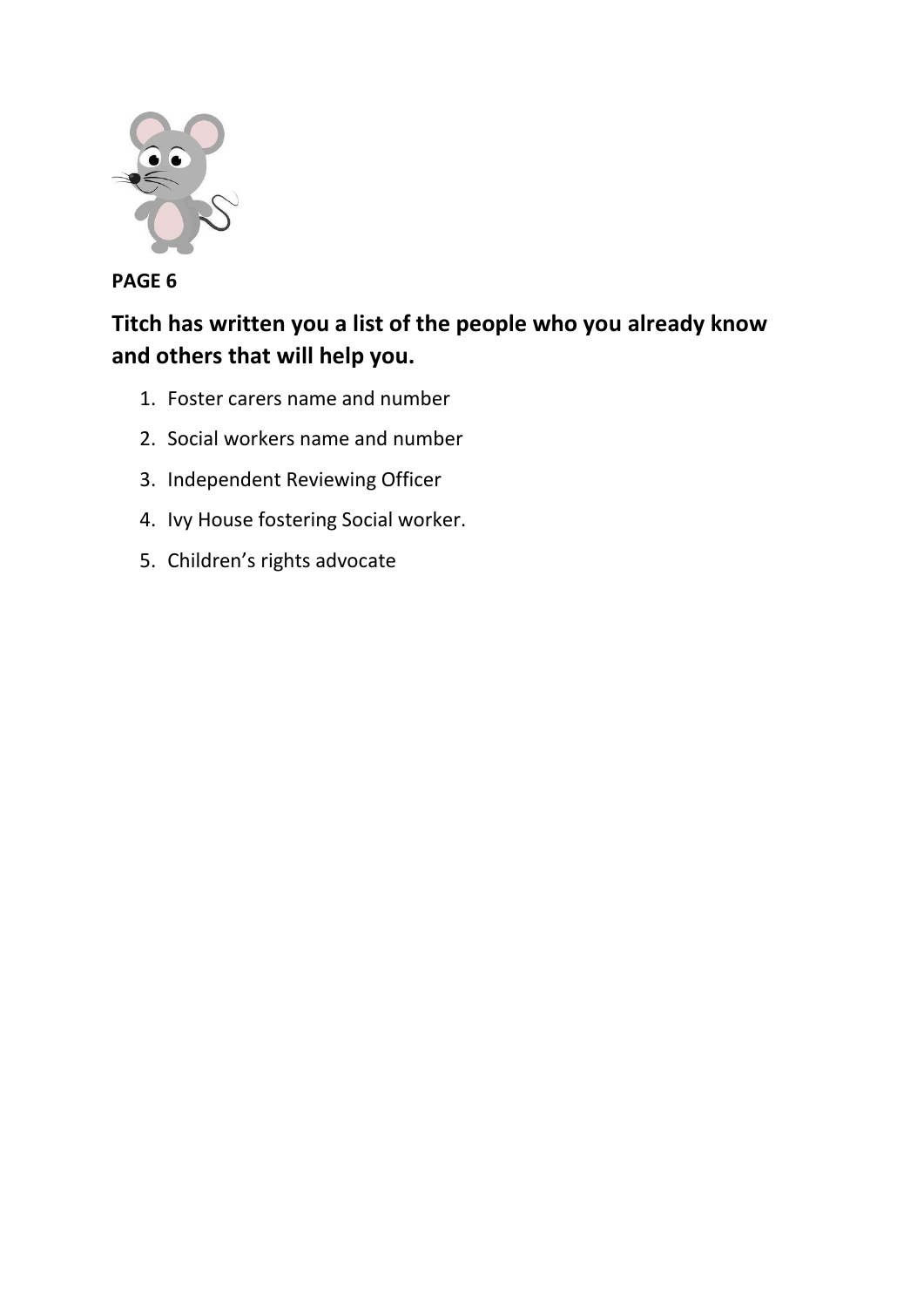**PAGE 6**

## Titch has written you a list of the people who you already know and others that will help you.

1. Foster carers name and number
2. Social workers name and number
3. Independent Reviewing Officer
4. Ivy House fostering Social worker.
5. Children's rights advocate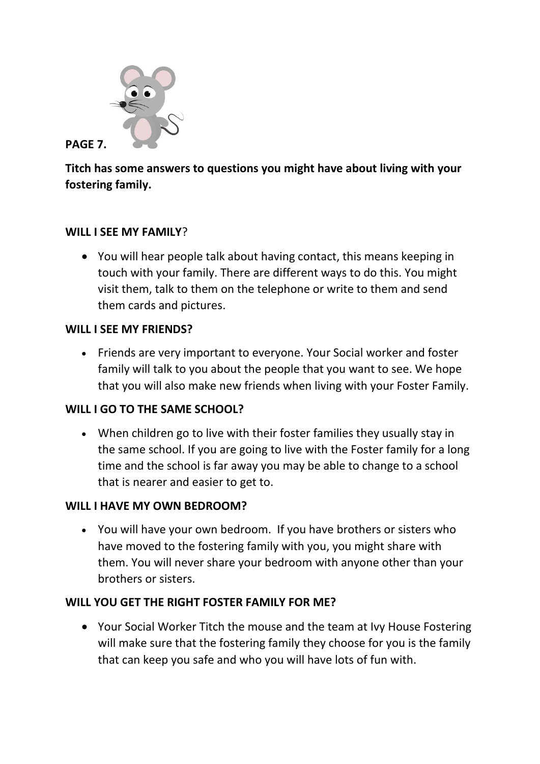**PAGE 7.**

**Titch has some answers to questions you might have about living with your fostering family.**

**WILL I SEE MY FAMILY**?

- You will hear people talk about having contact, this means keeping in touch with your family. There are different ways to do this. You might visit them, talk to them on the telephone or write to them and send them cards and pictures.

**WILL I SEE MY FRIENDS?**

- Friends are very important to everyone. Your Social worker and foster family will talk to you about the people that you want to see. We hope that you will also make new friends when living with your Foster Family.

**WILL I GO TO THE SAME SCHOOL?**

- When children go to live with their foster families they usually stay in the same school. If you are going to live with the Foster family for a long time and the school is far away you may be able to change to a school that is nearer and easier to get to.

**WILL I HAVE MY OWN BEDROOM?**

- You will have your own bedroom. If you have brothers or sisters who have moved to the fostering family with you, you might share with them. You will never share your bedroom with anyone other than your brothers or sisters.

**WILL YOU GET THE RIGHT FOSTER FAMILY FOR ME?**

- Your Social Worker Titch the mouse and the team at Ivy House Fostering will make sure that the fostering family they choose for you is the family that can keep you safe and who you will have lots of fun with.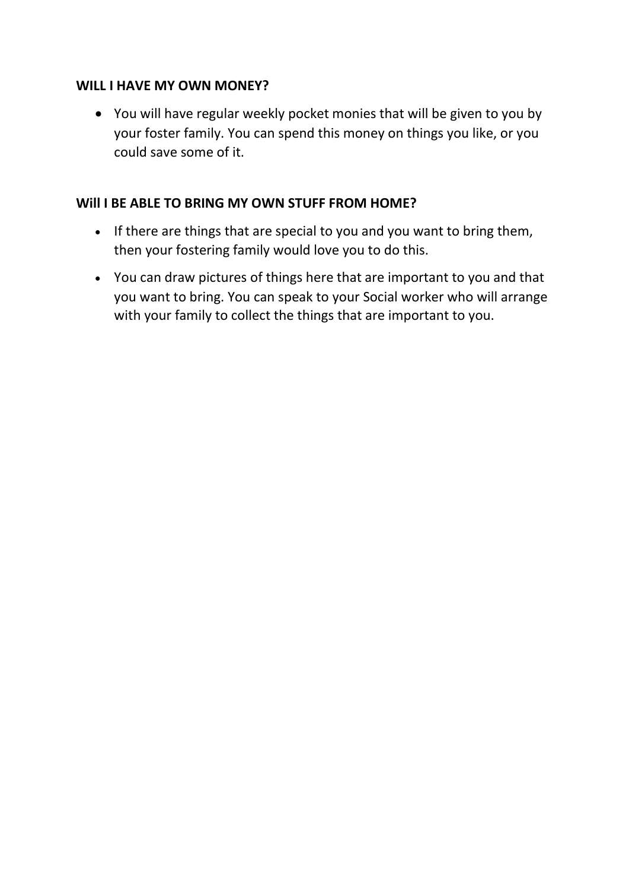**WILL I HAVE MY OWN MONEY?**

- You will have regular weekly pocket monies that will be given to you by your foster family. You can spend this money on things you like, or you could save some of it.

**Will I BE ABLE TO BRING MY OWN STUFF FROM HOME?**

- If there are things that are special to you and you want to bring them, then your fostering family would love you to do this.
- You can draw pictures of things here that are important to you and that you want to bring. You can speak to your Social worker who will arrange with your family to collect the things that are important to you.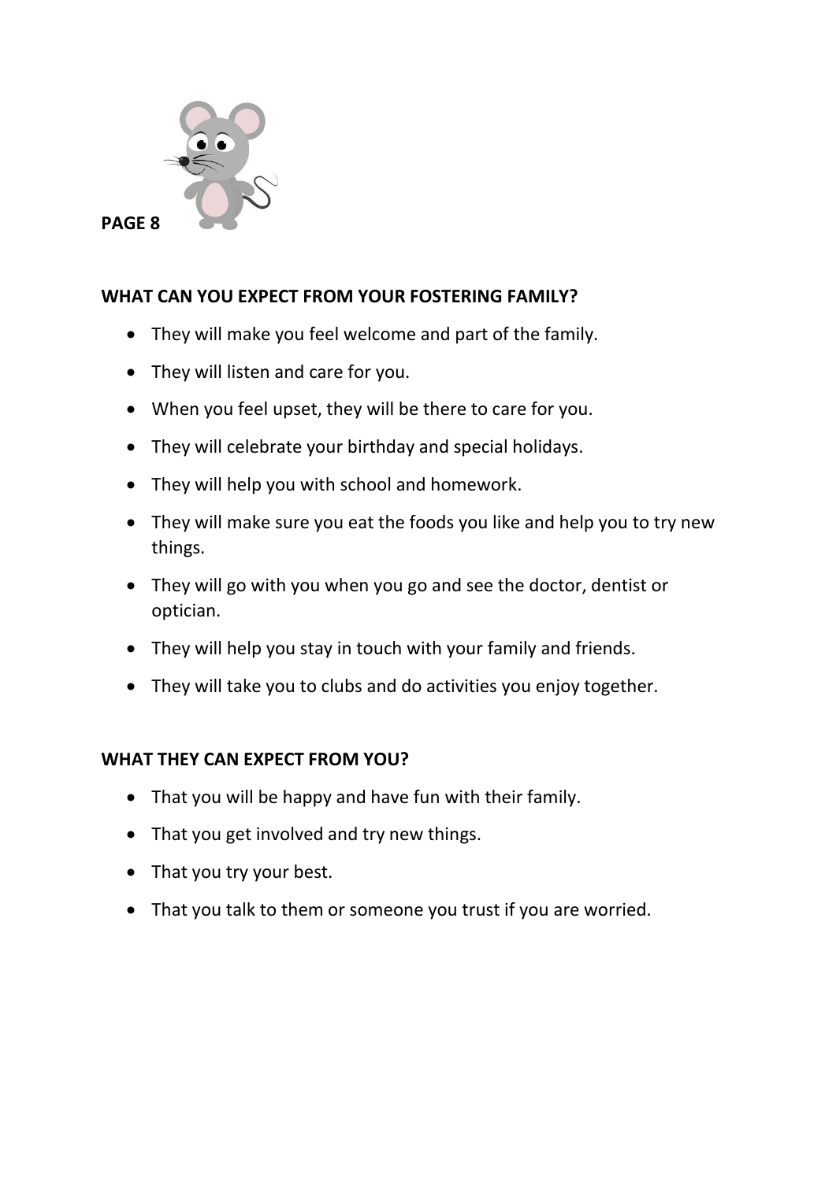## WHAT CAN YOU EXPECT FROM YOUR FOSTERING FAMILY?

- They will make you feel welcome and part of the family.
- They will listen and care for you.
- When you feel upset, they will be there to care for you.
- They will celebrate your birthday and special holidays.
- They will help you with school and homework.
- They will make sure you eat the foods you like and help you to try new things.
- They will go with you when you go and see the doctor, dentist or optician.
- They will help you stay in touch with your family and friends.
- They will take you to clubs and do activities you enjoy together.

## WHAT THEY CAN EXPECT FROM YOU?

- That you will be happy and have fun with their family.
- That you get involved and try new things.
- That you try your best.
- That you talk to them or someone you trust if you are worried.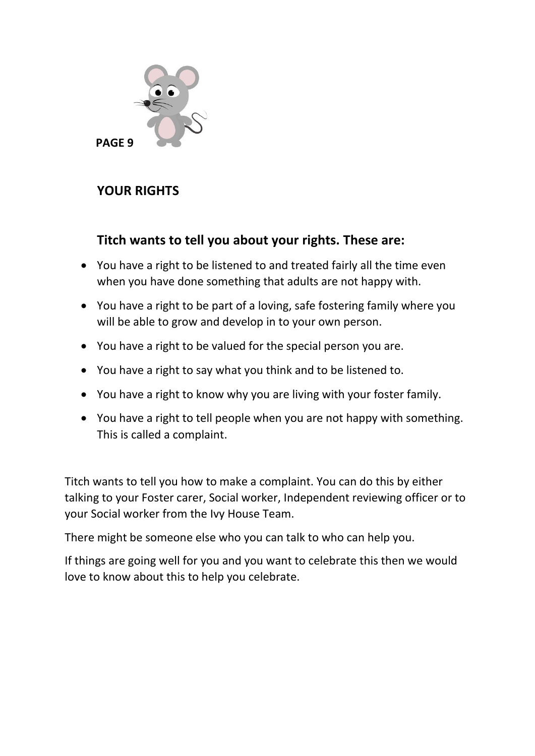## YOUR RIGHTS

### Titch wants to tell you about your rights. These are:

- You have a right to be listened to and treated fairly all the time even when you have done something that adults are not happy with.
- You have a right to be part of a loving, safe fostering family where you will be able to grow and develop in to your own person.
- You have a right to be valued for the special person you are.
- You have a right to say what you think and to be listened to.
- You have a right to know why you are living with your foster family.
- You have a right to tell people when you are not happy with something. This is called a complaint.

Titch wants to tell you how to make a complaint. You can do this by either talking to your Foster carer, Social worker, Independent reviewing officer or to your Social worker from the Ivy House Team.

There might be someone else who you can talk to who can help you.

If things are going well for you and you want to celebrate this then we would love to know about this to help you celebrate.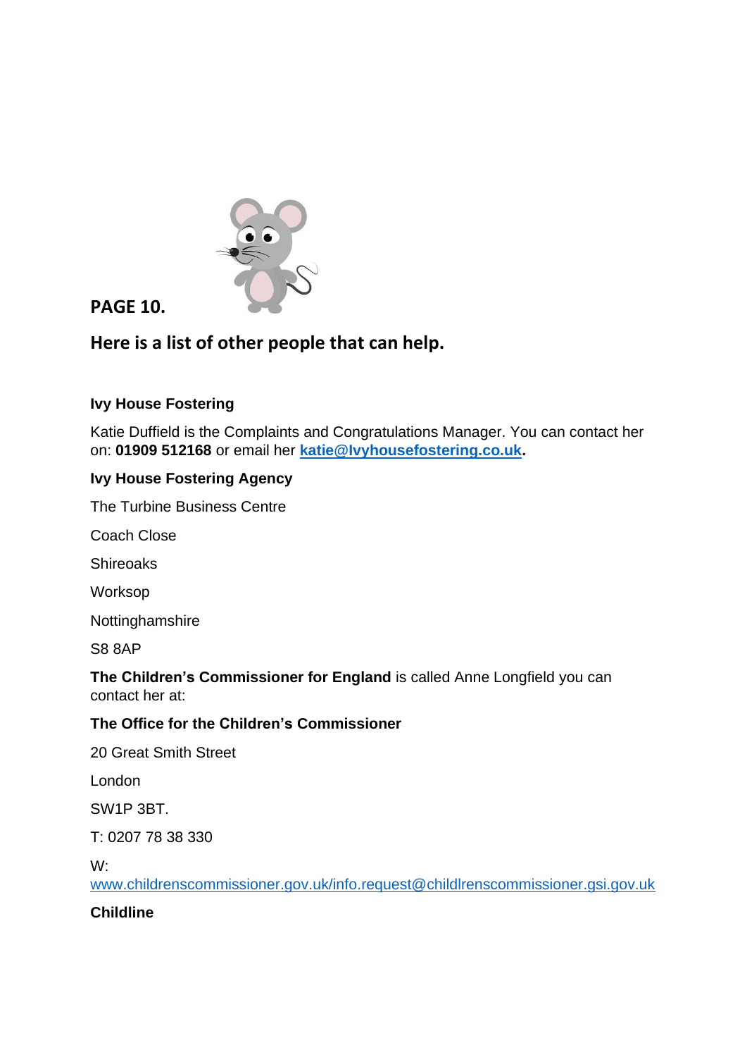**PAGE 10.**

## Here is a list of other people that can help.

**Ivy House Fostering**

Katie Duffield is the Complaints and Congratulations Manager. You can contact her on: **01909 512168** or email her **katie@Ivyhousefostering.co.uk.**

**Ivy House Fostering Agency**

The Turbine Business Centre

Coach Close

Shireoaks

Worksop

Nottinghamshire

S8 8AP

**The Children's Commissioner for England** is called Anne Longfield you can contact her at:

**The Office for the Children's Commissioner**

20 Great Smith Street

London

SW1P 3BT.

T: 0207 78 38 330

W: www.childrenscommissioner.gov.uk/info.request@childlrenscommissioner.gsi.gov.uk

**Childline**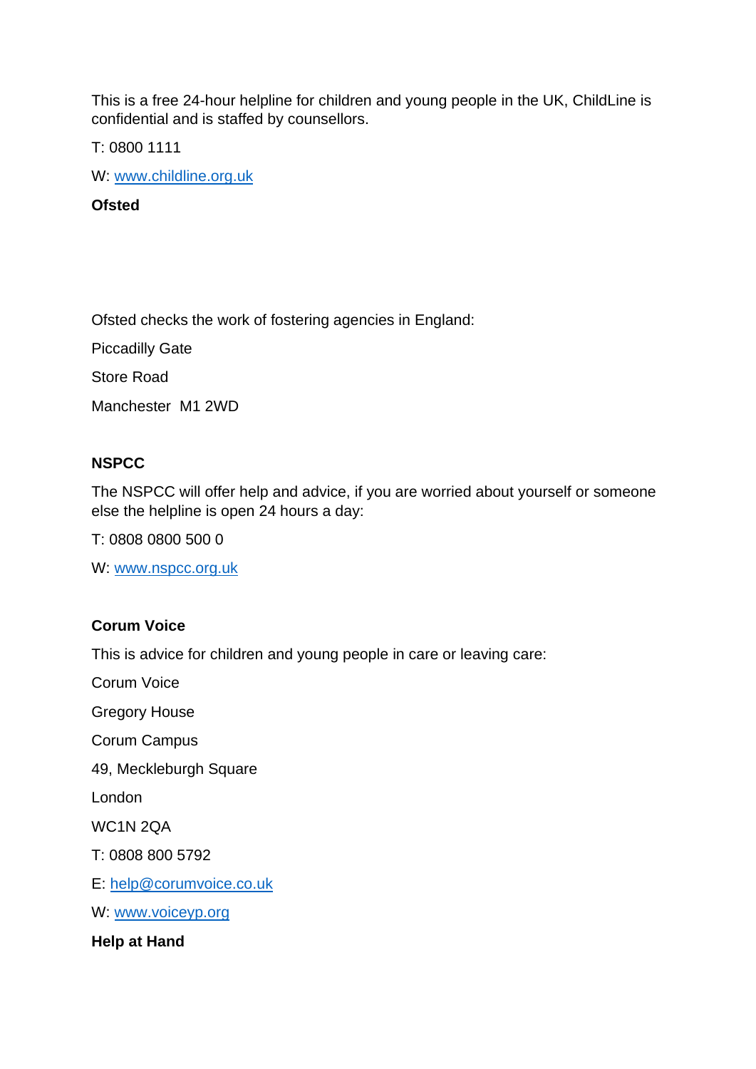This is a free 24-hour helpline for children and young people in the UK, ChildLine is confidential and is staffed by counsellors.

T: 0800 1111

W: [www.childline.org.uk](http://www.childline.org.uk)

**Ofsted**

Ofsted checks the work of fostering agencies in England:

Piccadilly Gate

Store Road

Manchester  M1 2WD

**NSPCC**

The NSPCC will offer help and advice, if you are worried about yourself or someone else the helpline is open 24 hours a day:

T: 0808 0800 500 0

W: [www.nspcc.org.uk](http://www.nspcc.org.uk)

**Corum Voice**

This is advice for children and young people in care or leaving care:

Corum Voice

Gregory House

Corum Campus

49, Meckleburgh Square

London

WC1N 2QA

T: 0808 800 5792

E: [help@corumvoice.co.uk](mailto:help@corumvoice.co.uk)

W: [www.voiceyp.org](http://www.voiceyp.org)

**Help at Hand**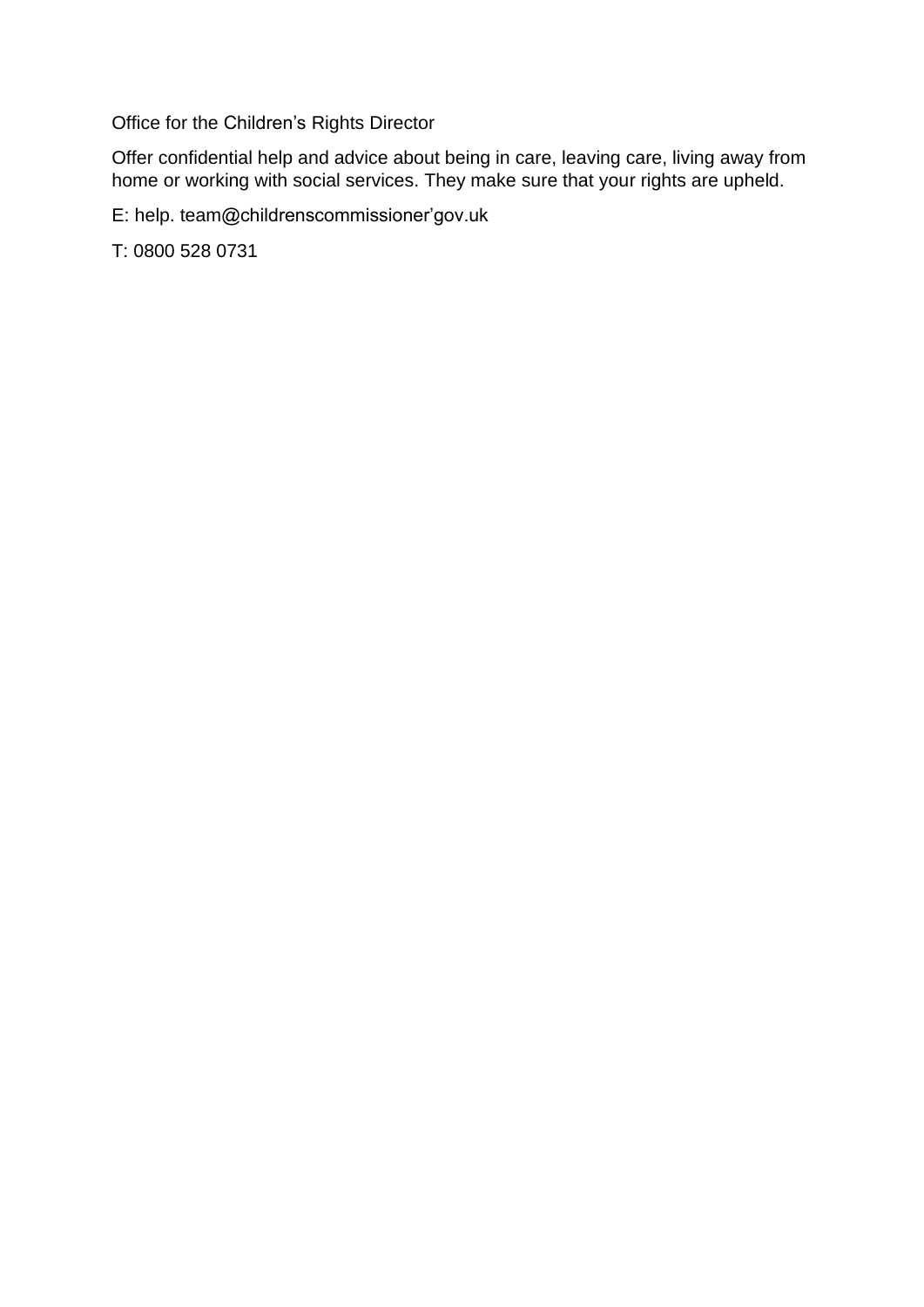Office for the Children's Rights Director

Offer confidential help and advice about being in care, leaving care, living away from home or working with social services. They make sure that your rights are upheld.

E: help. team@childrenscommissioner'gov.uk

T: 0800 528 0731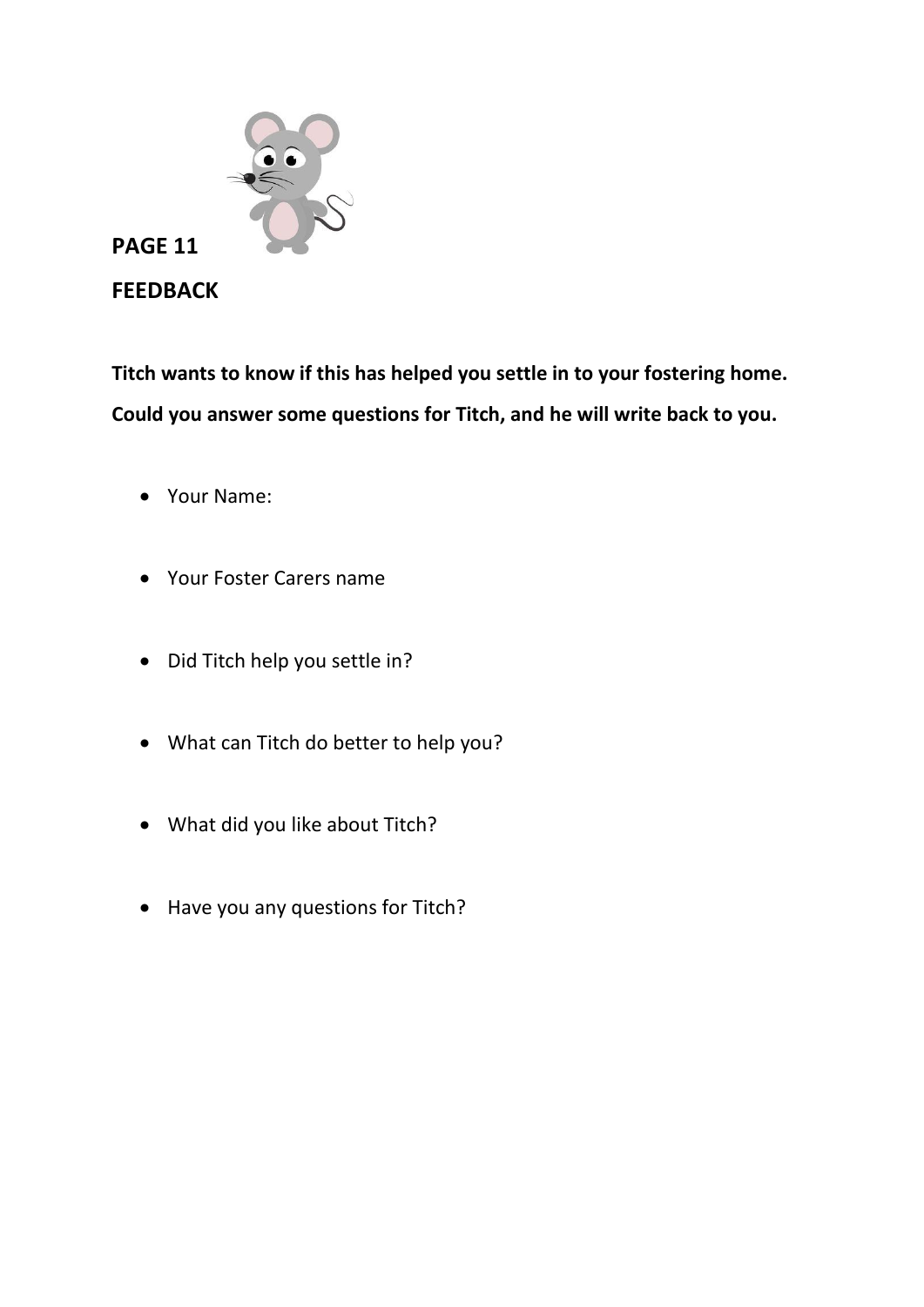**PAGE 11**

**FEEDBACK**

**Titch wants to know if this has helped you settle in to your fostering home. Could you answer some questions for Titch, and he will write back to you.**

- Your Name:
- Your Foster Carers name
- Did Titch help you settle in?
- What can Titch do better to help you?
- What did you like about Titch?
- Have you any questions for Titch?